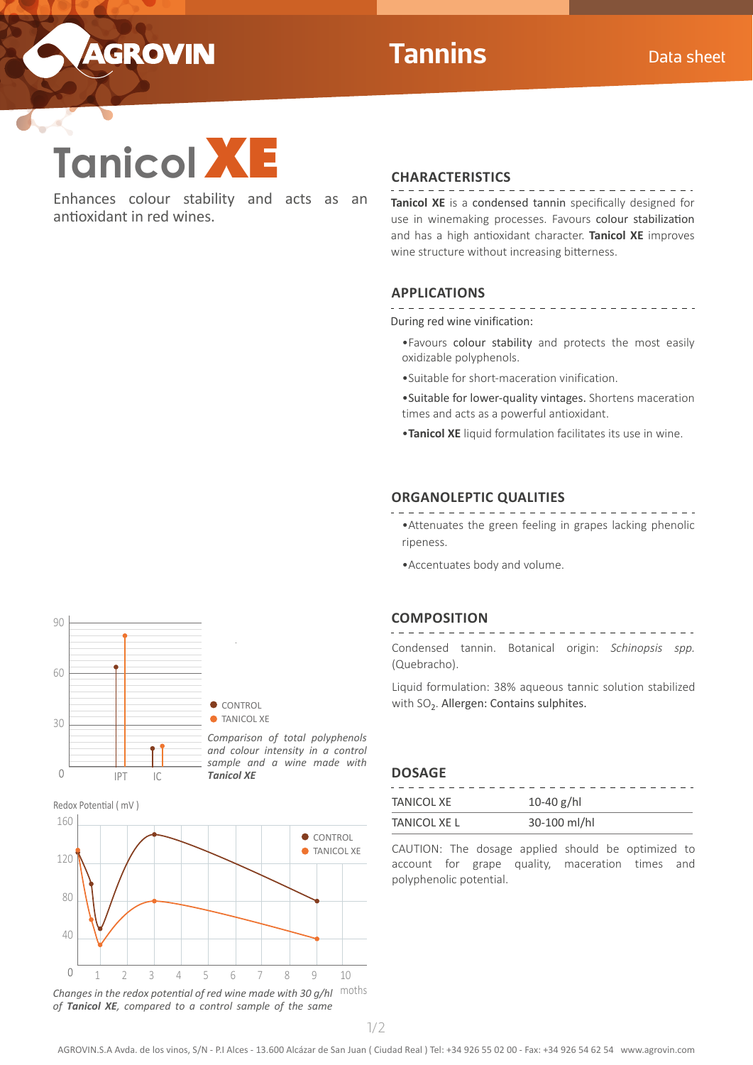# Tanicol XE

Enhances colour stability and acts as an antioxidant in red wines.

## CHARACTERISTICS

**Tanicol XE** is a condensed tannin specifically designed for use in winemaking processes. Favours colour stabilization and has a high antioxidant character. **Tanicol XE** improves wine structure without increasing bitterness.

## APPLICATIONS

During red wine vinification:

- Favours colour stability and protects the most easily oxidizable polyphenols.
- Suitable for short-maceration vinification.
- Suitable for lower-quality vintages. Shortens maceration times and acts as a powerful antioxidant.
- **Tanicol XE** liquid formulation facilitates its use in wine.

## ORGANOLEPTIC QUALITIES

- Attenuates the green feeling in grapes lacking phenolic ripeness.
- Accentuates body and volume.

## COMPOSITION

Condensed tannin. Botanical origin: *Schinopsis spp.* (Quebracho).

Liquid formulation: 38% aqueous tannic solution stabilized with $SO_2$. Allergen: Contains sulphites.

## DOSAGE

| | |
|---|---|
| TANICOL XE | 10-40 g/hl |
| TANICOL XE L | 30-100 ml/hl |

CAUTION: The dosage applied should be optimized to account for grape quality, maceration times and polyphenolic potential.

CONTROL / TANICOL XE

*Comparison of total polyphenols and colour intensity in a control sample and a wine made with **Tanicol XE***

Redox Potential ( mV )

CONTROL / TANICOL XE

*Changes in the redox potential of red wine made with 30 g/hl of **Tanicol XE**, compared to a control sample of the same*

AGROVIN.S.A Avda. de los vinos, S/N - P.I Alces - 13.600 Alcázar de San Juan ( Ciudad Real ) Tel: +34 926 55 02 00 - Fax: +34 926 54 62 54 www.agrovin.com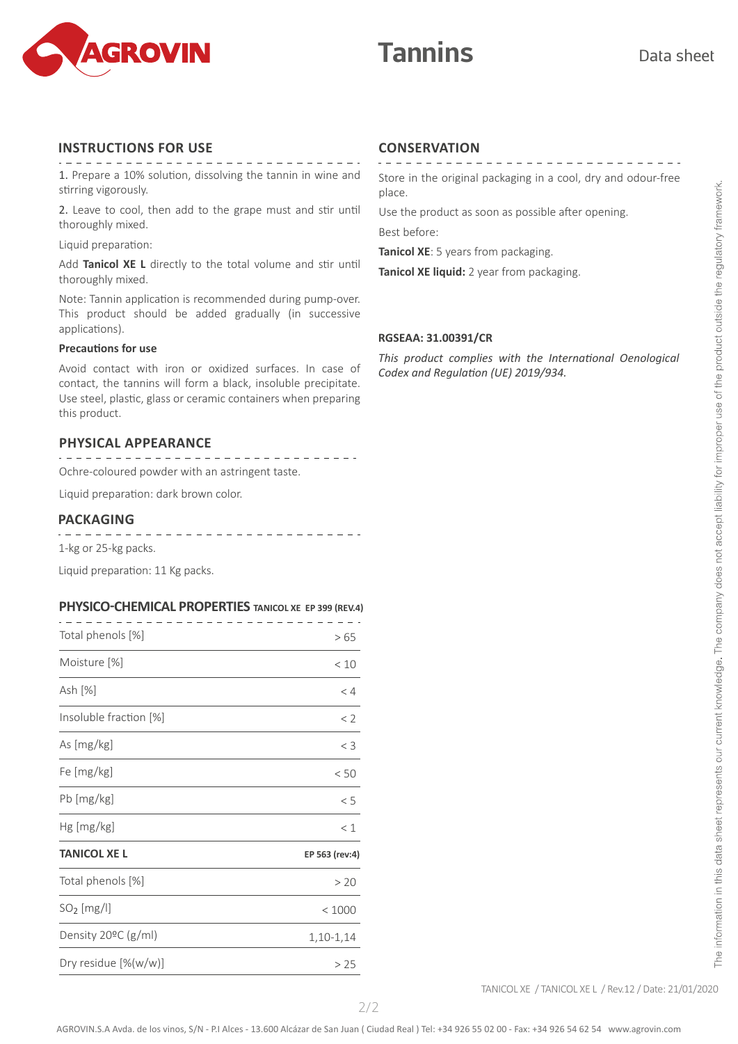## INSTRUCTIONS FOR USE

1. Prepare a 10% solution, dissolving the tannin in wine and stirring vigorously.

2. Leave to cool, then add to the grape must and stir until thoroughly mixed.

Liquid preparation:

Add **Tanicol XE L** directly to the total volume and stir until thoroughly mixed.

Note: Tannin application is recommended during pump-over. This product should be added gradually (in successive applications).

**Precautions for use**

Avoid contact with iron or oxidized surfaces. In case of contact, the tannins will form a black, insoluble precipitate. Use steel, plastic, glass or ceramic containers when preparing this product.

## PHYSICAL APPEARANCE

Ochre-coloured powder with an astringent taste.

Liquid preparation: dark brown color.

## PACKAGING

1-kg or 25-kg packs.

Liquid preparation: 11 Kg packs.

## PHYSICO-CHEMICAL PROPERTIES TANICOL XE EP 399 (REV.4)

| | |
|---|---|
| Total phenols [%] | > 65 |
| Moisture [%] | < 10 |
| Ash [%] | < 4 |
| Insoluble fraction [%] | < 2 |
| As [mg/kg] | < 3 |
| Fe [mg/kg] | < 50 |
| Pb [mg/kg] | < 5 |
| Hg [mg/kg] | < 1 |
| **TANICOL XE L** | **EP 563 (rev:4)** |
| Total phenols [%] | > 20 |
| $SO_2$ [mg/l] | < 1000 |
| Density 20ºC (g/ml) | 1,10-1,14 |
| Dry residue [%(w/w)] | > 25 |

## CONSERVATION

Store in the original packaging in a cool, dry and odour-free place.

Use the product as soon as possible after opening.

Best before:

**Tanicol XE**: 5 years from packaging.

**Tanicol XE liquid:** 2 year from packaging.

**RGSEAA: 31.00391/CR**

*This product complies with the International Oenological Codex and Regulation (UE) 2019/934.*

The information in this data sheet represents our current knowledge. The company does not accept liability for improper use of the product outside the regulatory framework.

TANICOL XE / TANICOL XE L / Rev.12 / Date: 21/01/2020